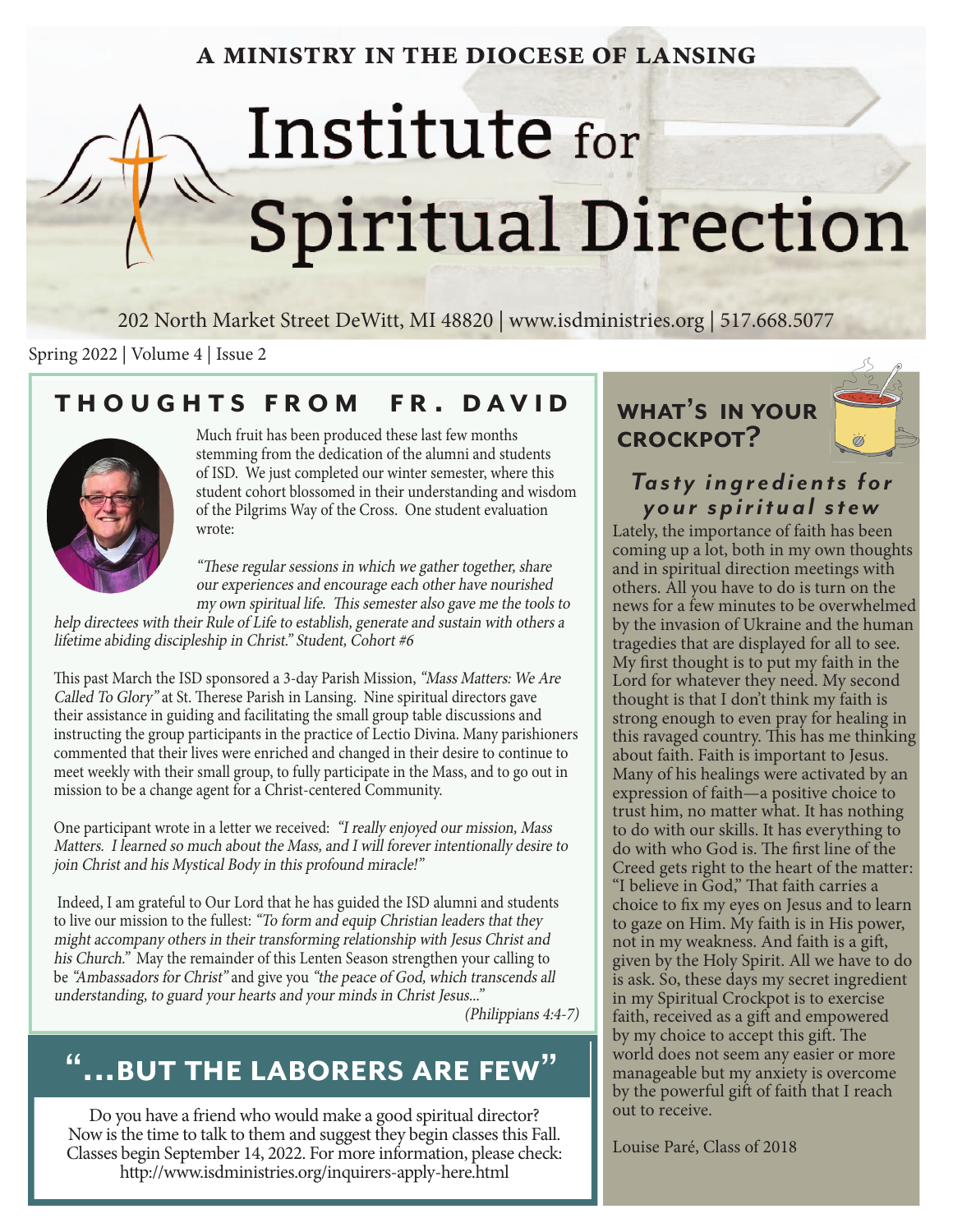**A MINISTRY IN THE DIOCESE OF LANSING**

# Institute for Spiritual Direction

202 North Market Street DeWitt, MI 48820 | www.isdministries.org | 517.668.5077

Spring 2022 | Volume 4 | Issue 2

## THOUGHTS FROM FR. DAVID

Much fruit has been produced these last few months stemming from the dedication of the alumni and students of ISD. We just completed our winter semester, where this student cohort blossomed in their understanding and wisdom of the Pilgrims Way of the Cross. One student evaluation wrote:

*"These regular sessions in which we gather together, share our experiences and encourage each other have nourished my own spiritual life. This semester also gave me the tools to help directees with their Rule of Life to establish, generate and sustain with others a lifetime abiding discipleship in Christ." Student, Cohort #6*

This past March the ISD sponsored a 3-day Parish Mission, *"Mass Matters: We Are Called To Glory"* at St. Therese Parish in Lansing. Nine spiritual directors gave their assistance in guiding and facilitating the small group table discussions and instructing the group participants in the practice of Lectio Divina. Many parishioners commented that their lives were enriched and changed in their desire to continue to meet weekly with their small group, to fully participate in the Mass, and to go out in mission to be a change agent for a Christ-centered Community.

One participant wrote in a letter we received: *"I really enjoyed our mission, Mass Matters. I learned so much about the Mass, and I will forever intentionally desire to join Christ and his Mystical Body in this profound miracle!"*

Indeed, I am grateful to Our Lord that he has guided the ISD alumni and students to live our mission to the fullest: *"To form and equip Christian leaders that they might accompany others in their transforming relationship with Jesus Christ and his Church."* May the remainder of this Lenten Season strengthen your calling to be *"Ambassadors for Christ"* and give you *"the peace of God, which transcends all understanding, to guard your hearts and your minds in Christ Jesus..."*

*(Philippians 4:4-7)*

## "...BUT THE LABORERS ARE FEW"

Do you have a friend who would make a good spiritual director? Now is the time to talk to them and suggest they begin classes this Fall. Classes begin September 14, 2022. For more information, please check: http://www.isdministries.org/inquirers-apply-here.html

## WHAT'S IN YOUR CROCKPOT?

### *Tasty ingredients for your spiritual stew*

Lately, the importance of faith has been coming up a lot, both in my own thoughts and in spiritual direction meetings with others. All you have to do is turn on the news for a few minutes to be overwhelmed by the invasion of Ukraine and the human tragedies that are displayed for all to see. My first thought is to put my faith in the Lord for whatever they need. My second thought is that I don't think my faith is strong enough to even pray for healing in this ravaged country. This has me thinking about faith. Faith is important to Jesus. Many of his healings were activated by an expression of faith—a positive choice to trust him, no matter what. It has nothing to do with our skills. It has everything to do with who God is. The first line of the Creed gets right to the heart of the matter: "I believe in God," That faith carries a choice to fix my eyes on Jesus and to learn to gaze on Him. My faith is in His power, not in my weakness. And faith is a gift, given by the Holy Spirit. All we have to do is ask. So, these days my secret ingredient in my Spiritual Crockpot is to exercise faith, received as a gift and empowered by my choice to accept this gift. The world does not seem any easier or more manageable but my anxiety is overcome by the powerful gift of faith that I reach out to receive.

Louise Paré, Class of 2018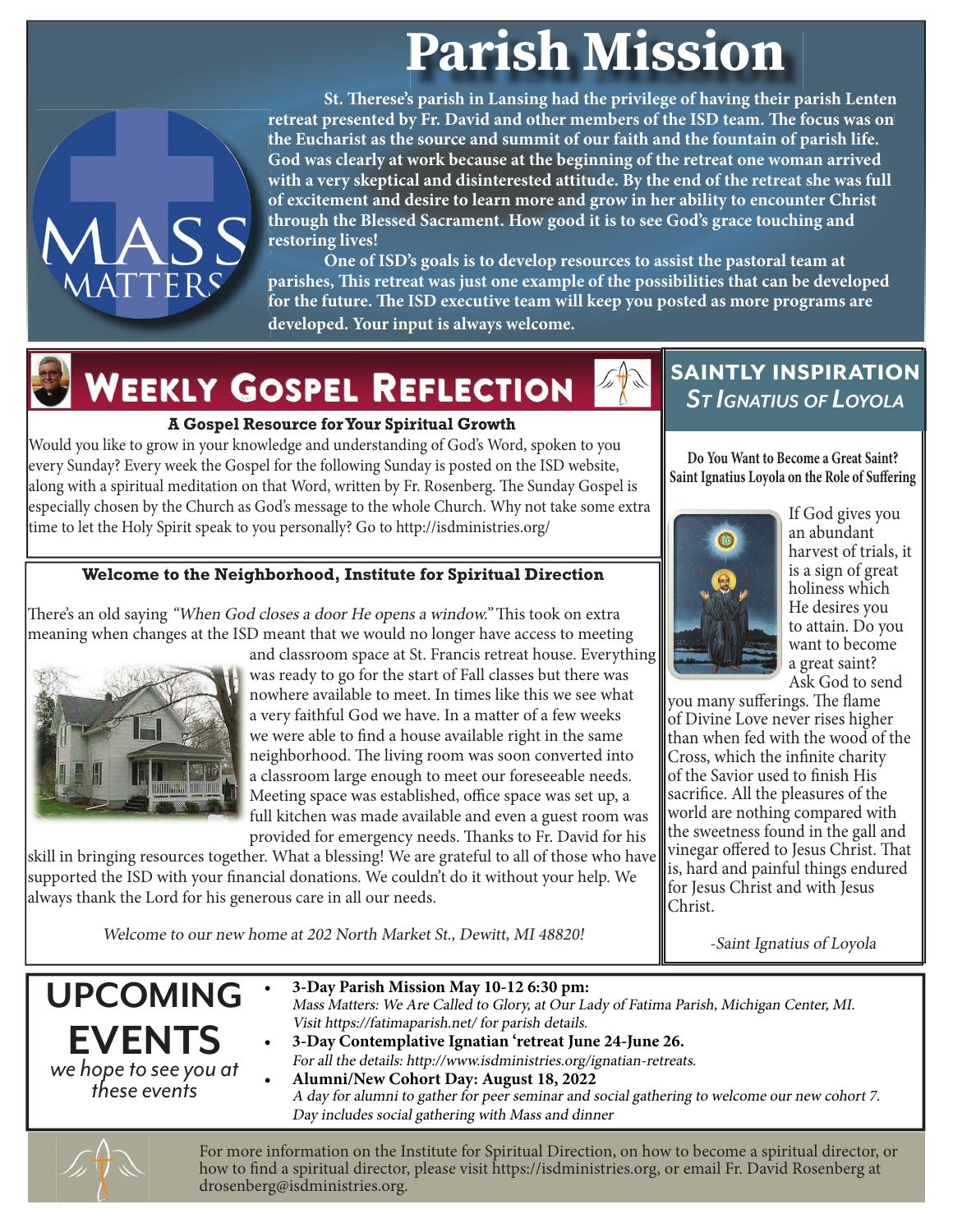# Parish Mission

**St. Therese's parish in Lansing had the privilege of having their parish Lenten retreat presented by Fr. David and other members of the ISD team. The focus was on the Eucharist as the source and summit of our faith and the fountain of parish life. God was clearly at work because at the beginning of the retreat one woman arrived with a very skeptical and disinterested attitude. By the end of the retreat she was full of excitement and desire to learn more and grow in her ability to encounter Christ through the Blessed Sacrament. How good it is to see God's grace touching and restoring lives!**

**One of ISD's goals is to develop resources to assist the pastoral team at parishes, This retreat was just one example of the possibilities that can be developed for the future. The ISD executive team will keep you posted as more programs are developed. Your input is always welcome.**

MASS MATTERS

## Weekly Gospel Reflection

**A Gospel Resource for Your Spiritual Growth**

Would you like to grow in your knowledge and understanding of God's Word, spoken to you every Sunday? Every week the Gospel for the following Sunday is posted on the ISD website, along with a spiritual meditation on that Word, written by Fr. Rosenberg. The Sunday Gospel is especially chosen by the Church as God's message to the whole Church. Why not take some extra time to let the Holy Spirit speak to you personally? Go to http://isdministries.org/

### Welcome to the Neighborhood, Institute for Spiritual Direction

There's an old saying *"When God closes a door He opens a window."* This took on extra meaning when changes at the ISD meant that we would no longer have access to meeting and classroom space at St. Francis retreat house. Everything was ready to go for the start of Fall classes but there was nowhere available to meet. In times like this we see what a very faithful God we have. In a matter of a few weeks we were able to find a house available right in the same neighborhood. The living room was soon converted into a classroom large enough to meet our foreseeable needs. Meeting space was established, office space was set up, a full kitchen was made available and even a guest room was provided for emergency needs. Thanks to Fr. David for his skill in bringing resources together. What a blessing! We are grateful to all of those who have supported the ISD with your financial donations. We couldn't do it without your help. We always thank the Lord for his generous care in all our needs.

*Welcome to our new home at 202 North Market St., Dewitt, MI 48820!*

## Saintly Inspiration
## *St Ignatius of Loyola*

**Do You Want to Become a Great Saint? Saint Ignatius Loyola on the Role of Suffering**

If God gives you an abundant harvest of trials, it is a sign of great holiness which He desires you to attain. Do you want to become a great saint? Ask God to send you many sufferings. The flame of Divine Love never rises higher than when fed with the wood of the Cross, which the infinite charity of the Savior used to finish His sacrifice. All the pleasures of the world are nothing compared with the sweetness found in the gall and vinegar offered to Jesus Christ. That is, hard and painful things endured for Jesus Christ and with Jesus Christ.

*-Saint Ignatius of Loyola*

## Upcoming Events

*we hope to see you at these events*

- **3-Day Parish Mission May 10-12 6:30 pm:**
  *Mass Matters: We Are Called to Glory, at Our Lady of Fatima Parish, Michigan Center, MI. Visit https://fatimaparish.net/ for parish details.*
- **3-Day Contemplative Ignatian 'retreat June 24-June 26.**
  *For all the details: http://www.isdministries.org/ignatian-retreats.*
- **Alumni/New Cohort Day: August 18, 2022**
  *A day for alumni to gather for peer seminar and social gathering to welcome our new cohort 7. Day includes social gathering with Mass and dinner*

For more information on the Institute for Spiritual Direction, on how to become a spiritual director, or how to find a spiritual director, please visit https://isdministries.org, or email Fr. David Rosenberg at drosenberg@isdministries.org.